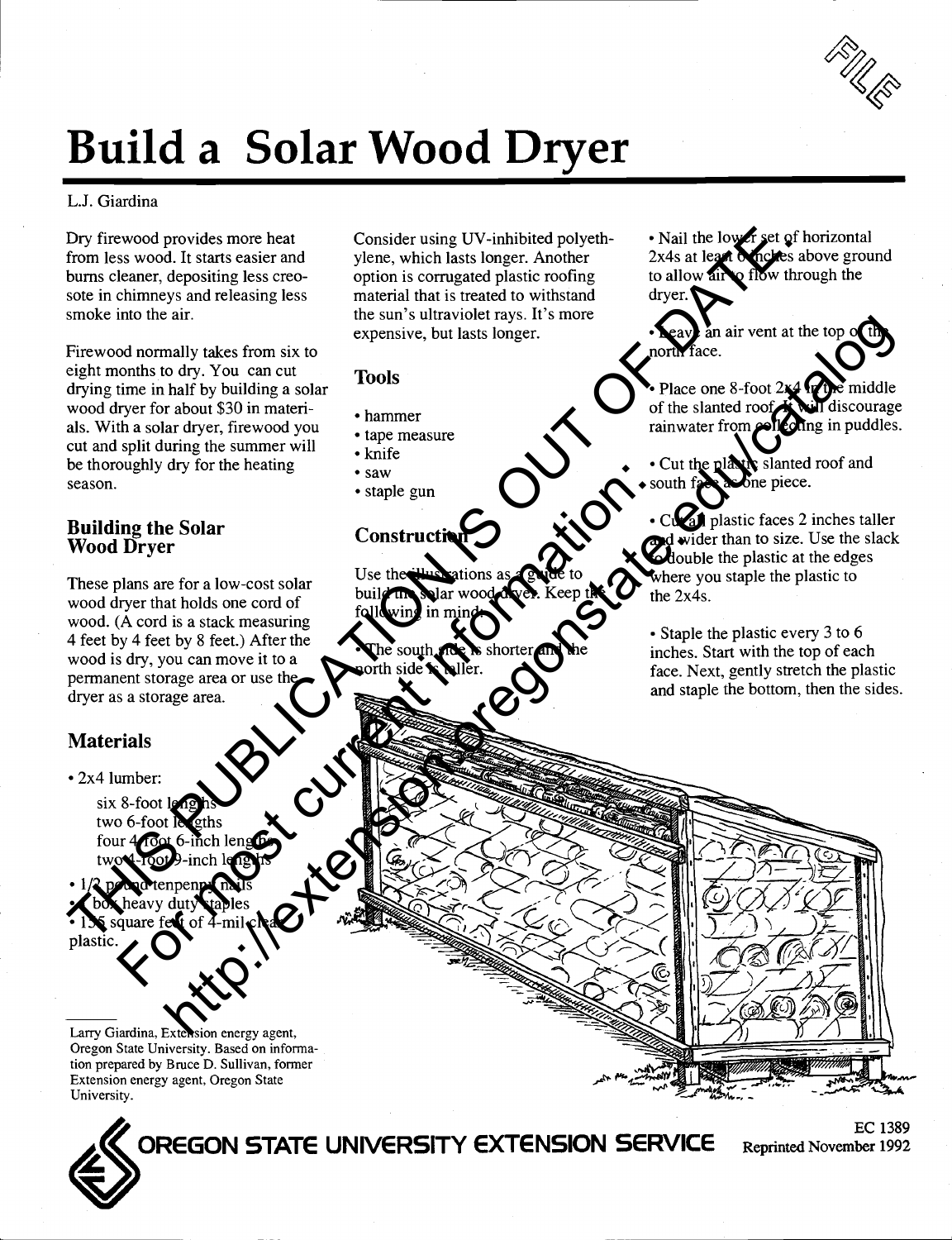# Build a Solar Wood Dryer

L.J. Giardina

Dry firewood provides more heat from less wood. It starts easier and burns cleaner, depositing less creosote in chimneys and releasing less smoke into the air.

Firewood normally takes from six to eight months to dry. You can cut drying time in half by building a solar wood dryer for about $30 in materials. With a solar dryer, firewood you cut and split during the summer will be thoroughly dry for the heating season.

## Building the Solar Wood Dryer

These plans are for a low-cost solar wood dryer that holds one cord of wood. (A cord is a stack measuring 4 feet by 4 feet by 8 feet.) After the wood is dry, you can move it to a permanent storage area or use the dryer as a storage area.

## Materials

- 2x4 lumber:
  - six 8-foot lengths
  - two 6-foot lengths
  - four 4-foot 6-inch lengths
  - two 4-foot 9-inch lengths
- 1/2 pound tenpenny nails
- 1 box heavy duty staples
- 135 square feet of 4-mil clear plastic.

Consider using UV-inhibited polyethylene, which lasts longer. Another option is corrugated plastic roofing material that is treated to withstand the sun's ultraviolet rays. It's more expensive, but lasts longer.

## Tools

- hammer
- tape measure
- knife
- saw
- staple gun

## Construction

Use the illustrations as a guide to build the solar wood dryer. Keep the following in mind:

- The south side is shorter and the north side is taller.
- Nail the lower set of horizontal 2x4s at least 6 inches above ground to allow air to flow through the dryer.
- Leave an air vent at the top of the north face.
- Place one 8-foot 2x4 in the middle of the slanted roof. It will discourage rainwater from collecting in puddles.
- Cut the plastic slanted roof and south face as one piece.
- Cut all plastic faces 2 inches taller and wider than to size. Use the slack to double the plastic at the edges where you staple the plastic to the 2x4s.
- Staple the plastic every 3 to 6 inches. Start with the top of each face. Next, gently stretch the plastic and staple the bottom, then the sides.

Larry Giardina, Extension energy agent, Oregon State University. Based on information prepared by Bruce D. Sullivan, former Extension energy agent, Oregon State University.

OREGON STATE UNIVERSITY EXTENSION SERVICE

EC 1389
Reprinted November 1992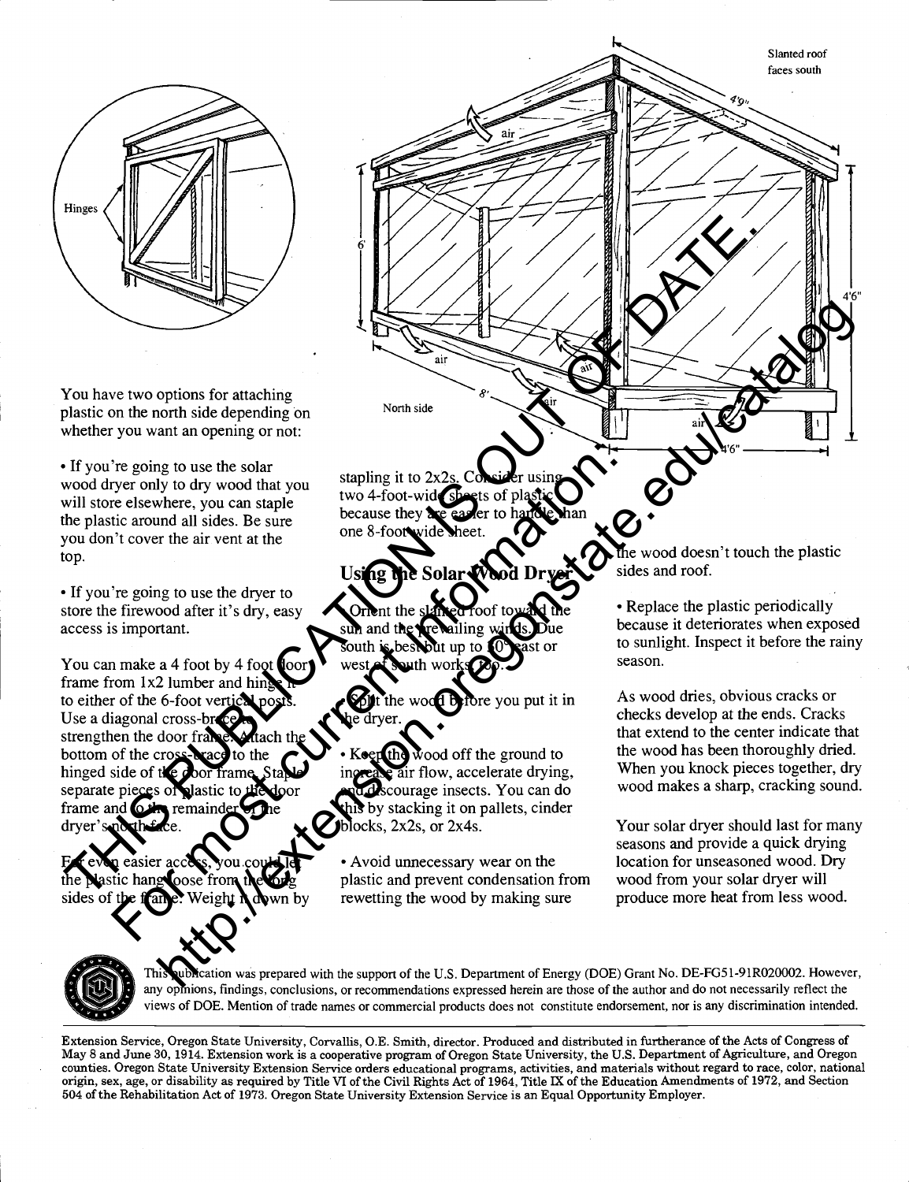Hinges

Slanted roof faces south

4'9"

air

6'

4'6"

air

air

8'

air

North side

air

4'6"

You have two options for attaching plastic on the north side depending on whether you want an opening or not:

- If you're going to use the solar wood dryer only to dry wood that you will store elsewhere, you can staple the plastic around all sides. Be sure you don't cover the air vent at the top.

- If you're going to use the dryer to store the firewood after it's dry, easy access is important.

You can make a 4 foot by 4 foot door frame from 1x2 lumber and hinge it to either of the 6-foot vertical posts. Use a diagonal cross-brace to strengthen the door frame. Attach the bottom of the cross-brace to the hinged side of the door frame. Staple separate pieces of plastic to the door frame and to the remainder of the dryer's north face.

For even easier access, you could let the plastic hang loose from the long sides of the frame. Weight it down by stapling it to 2x2s. Consider using two 4-foot-wide sheets of plastic because they are easier to handle than one 8-foot-wide sheet.

## Using the Solar Wood Dryer

- Orient the slanted roof toward the sun and the prevailing winds. Due south is best but up to 40° east or west of south works, too.

- Split the wood before you put it in the dryer.

- Keep the wood off the ground to increase air flow, accelerate drying, and discourage insects. You can do this by stacking it on pallets, cinder blocks, 2x2s, or 2x4s.

- Avoid unnecessary wear on the plastic and prevent condensation from rewetting the wood by making sure the wood doesn't touch the plastic sides and roof.

- Replace the plastic periodically because it deteriorates when exposed to sunlight. Inspect it before the rainy season.

As wood dries, obvious cracks or checks develop at the ends. Cracks that extend to the center indicate that the wood has been thoroughly dried. When you knock pieces together, dry wood makes a sharp, cracking sound.

Your solar dryer should last for many seasons and provide a quick drying location for unseasoned wood. Dry wood from your solar dryer will produce more heat from less wood.

THIS PUBLICATION IS OUT OF DATE. For most current information: http://extension.oregonstate.edu/catalog

This publication was prepared with the support of the U.S. Department of Energy (DOE) Grant No. DE-FG51-91R020002. However, any opinions, findings, conclusions, or recommendations expressed herein are those of the author and do not necessarily reflect the views of DOE. Mention of trade names or commercial products does not constitute endorsement, nor is any discrimination intended.

Extension Service, Oregon State University, Corvallis, O.E. Smith, director. Produced and distributed in furtherance of the Acts of Congress of May 8 and June 30, 1914. Extension work is a cooperative program of Oregon State University, the U.S. Department of Agriculture, and Oregon counties. Oregon State University Extension Service orders educational programs, activities, and materials without regard to race, color, national origin, sex, age, or disability as required by Title VI of the Civil Rights Act of 1964, Title IX of the Education Amendments of 1972, and Section 504 of the Rehabilitation Act of 1973. Oregon State University Extension Service is an Equal Opportunity Employer.